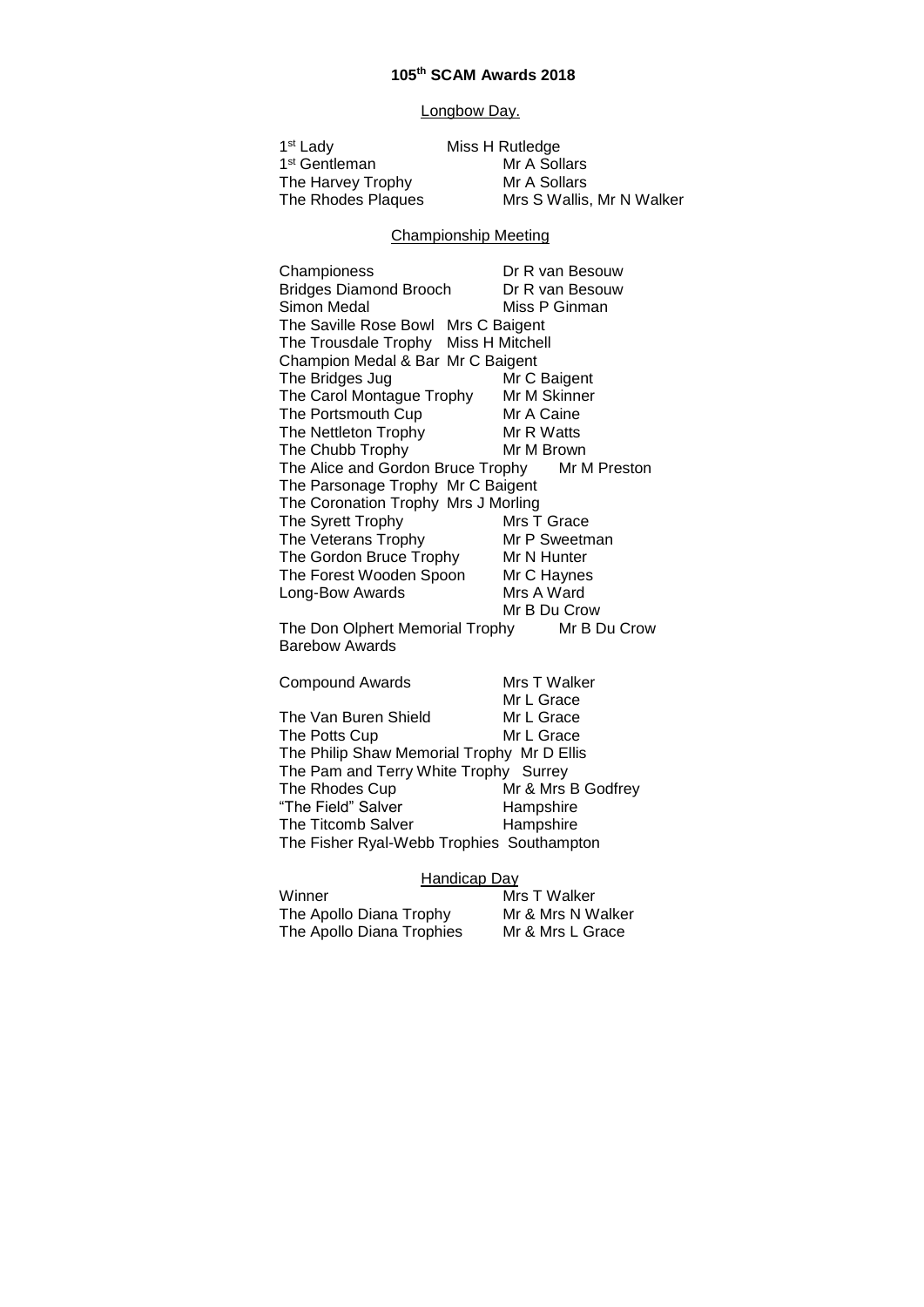# 105th SCAM Awards 2018

## Longbow Day.

| | |
|---|---|
| 1st Lady | Miss H Rutledge |
| 1st Gentleman | Mr A Sollars |
| The Harvey Trophy | Mr A Sollars |
| The Rhodes Plaques | Mrs S Wallis, Mr N Walker |

## Championship Meeting

| | |
|---|---|
| Championess | Dr R van Besouw |
| Bridges Diamond Brooch | Dr R van Besouw |
| Simon Medal | Miss P Ginman |
| The Saville Rose Bowl | Mrs C Baigent |
| The Trousdale Trophy | Miss H Mitchell |
| Champion Medal & Bar | Mr C Baigent |
| The Bridges Jug | Mr C Baigent |
| The Carol Montague Trophy | Mr M Skinner |
| The Portsmouth Cup | Mr A Caine |
| The Nettleton Trophy | Mr R Watts |
| The Chubb Trophy | Mr M Brown |
| The Alice and Gordon Bruce Trophy | Mr M Preston |
| The Parsonage Trophy | Mr C Baigent |
| The Coronation Trophy | Mrs J Morling |
| The Syrett Trophy | Mrs T Grace |
| The Veterans Trophy | Mr P Sweetman |
| The Gordon Bruce Trophy | Mr N Hunter |
| The Forest Wooden Spoon | Mr C Haynes |
| Long-Bow Awards | Mrs A Ward |
| | Mr B Du Crow |
| The Don Olphert Memorial Trophy | Mr B Du Crow |
| Barebow Awards | |
| Compound Awards | Mrs T Walker |
| | Mr L Grace |
| The Van Buren Shield | Mr L Grace |
| The Potts Cup | Mr L Grace |
| The Philip Shaw Memorial Trophy | Mr D Ellis |
| The Pam and Terry White Trophy | Surrey |
| The Rhodes Cup | Mr & Mrs B Godfrey |
| "The Field" Salver | Hampshire |
| The Titcomb Salver | Hampshire |
| The Fisher Ryal-Webb Trophies | Southampton |

## Handicap Day

| | |
|---|---|
| Winner | Mrs T Walker |
| The Apollo Diana Trophy | Mr & Mrs N Walker |
| The Apollo Diana Trophies | Mr & Mrs L Grace |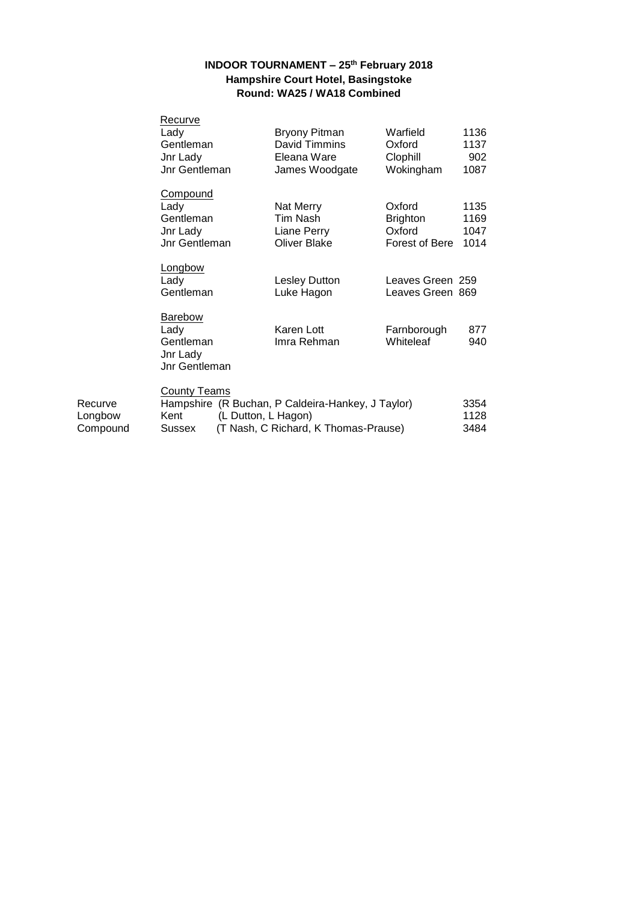**INDOOR TOURNAMENT – 25th February 2018**
**Hampshire Court Hotel, Basingstoke**
**Round: WA25 / WA18 Combined**

| | | | | |
|---|---|---|---|---|
| | Recurve | | | |
| | Lady | Bryony Pitman | Warfield | 1136 |
| | Gentleman | David Timmins | Oxford | 1137 |
| | Jnr Lady | Eleana Ware | Clophill | 902 |
| | Jnr Gentleman | James Woodgate | Wokingham | 1087 |
| | Compound | | | |
| | Lady | Nat Merry | Oxford | 1135 |
| | Gentleman | Tim Nash | Brighton | 1169 |
| | Jnr Lady | Liane Perry | Oxford | 1047 |
| | Jnr Gentleman | Oliver Blake | Forest of Bere | 1014 |
| | Longbow | | | |
| | Lady | Lesley Dutton | Leaves Green | 259 |
| | Gentleman | Luke Hagon | Leaves Green | 869 |
| | Barebow | | | |
| | Lady | Karen Lott | Farnborough | 877 |
| | Gentleman | Imra Rehman | Whiteleaf | 940 |
| | Jnr Lady | | | |
| | Jnr Gentleman | | | |
| | County Teams | | | |
| Recurve | Hampshire | (R Buchan, P Caldeira-Hankey, J Taylor) | | 3354 |
| Longbow | Kent | (L Dutton, L Hagon) | | 1128 |
| Compound | Sussex | (T Nash, C Richard, K Thomas-Prause) | | 3484 |